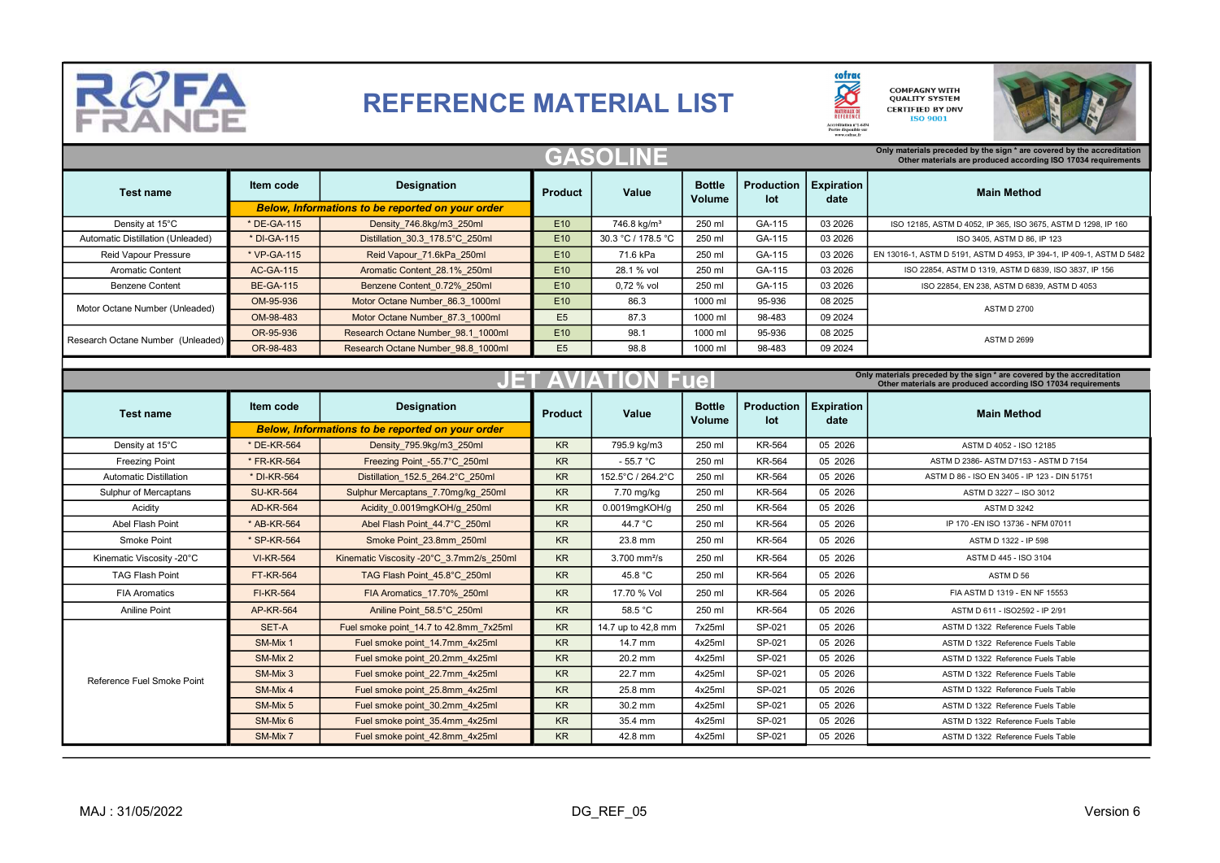# ROFA FRANCE

# REFERENCE MATERIAL LIST

COMPAGNY WITH QUALITY SYSTEM CERTIFIED BY DNV ISO 9001

## GASOLINE

Only materials preceded by the sign * are covered by the accreditation
Other materials are produced according ISO 17034 requirements

| Test name | Item code | Designation | Product | Value | Bottle Volume | Production lot | Expiration date | Main Method |
|---|---|---|---|---|---|---|---|---|
| | **Below, Informations to be reported on your order** | | | | | | | |
| Density at 15°C | * DE-GA-115 | Density_746.8kg/m3_250ml | E10 | 746.8 kg/m³ | 250 ml | GA-115 | 03 2026 | ISO 12185, ASTM D 4052, IP 365, ISO 3675, ASTM D 1298, IP 160 |
| Automatic Distillation (Unleaded) | * DI-GA-115 | Distillation_30.3_178.5°C_250ml | E10 | 30.3 °C / 178.5 °C | 250 ml | GA-115 | 03 2026 | ISO 3405, ASTM D 86, IP 123 |
| Reid Vapour Pressure | * VP-GA-115 | Reid Vapour_71.6kPa_250ml | E10 | 71.6 kPa | 250 ml | GA-115 | 03 2026 | EN 13016-1, ASTM D 5191, ASTM D 4953, IP 394-1, IP 409-1, ASTM D 5482 |
| Aromatic Content | AC-GA-115 | Aromatic Content_28.1%_250ml | E10 | 28.1 % vol | 250 ml | GA-115 | 03 2026 | ISO 22854, ASTM D 1319, ASTM D 6839, ISO 3837, IP 156 |
| Benzene Content | BE-GA-115 | Benzene Content_0.72%_250ml | E10 | 0,72 % vol | 250 ml | GA-115 | 03 2026 | ISO 22854, EN 238, ASTM D 6839, ASTM D 4053 |
| Motor Octane Number (Unleaded) | OM-95-936 | Motor Octane Number_86.3_1000ml | E10 | 86.3 | 1000 ml | 95-936 | 08 2025 | ASTM D 2700 |
| | OM-98-483 | Motor Octane Number_87.3_1000ml | E5 | 87.3 | 1000 ml | 98-483 | 09 2024 | |
| Research Octane Number (Unleaded) | OR-95-936 | Research Octane Number_98.1_1000ml | E10 | 98.1 | 1000 ml | 95-936 | 08 2025 | ASTM D 2699 |
| | OR-98-483 | Research Octane Number_98.8_1000ml | E5 | 98.8 | 1000 ml | 98-483 | 09 2024 | |

## JET AVIATION Fuel

Only materials preceded by the sign * are covered by the accreditation
Other materials are produced according ISO 17034 requirements

| Test name | Item code | Designation | Product | Value | Bottle Volume | Production lot | Expiration date | Main Method |
|---|---|---|---|---|---|---|---|---|
| | **Below, Informations to be reported on your order** | | | | | | | |
| Density at 15°C | * DE-KR-564 | Density_795.9kg/m3_250ml | KR | 795.9 kg/m3 | 250 ml | KR-564 | 05 2026 | ASTM D 4052 - ISO 12185 |
| Freezing Point | * FR-KR-564 | Freezing Point_-55.7°C_250ml | KR | - 55.7 °C | 250 ml | KR-564 | 05 2026 | ASTM D 2386- ASTM D7153 - ASTM D 7154 |
| Automatic Distillation | * DI-KR-564 | Distillation_152.5_264.2°C_250ml | KR | 152.5°C / 264.2°C | 250 ml | KR-564 | 05 2026 | ASTM D 86 - ISO EN 3405 - IP 123 - DIN 51751 |
| Sulphur of Mercaptans | SU-KR-564 | Sulphur Mercaptans_7.70mg/kg_250ml | KR | 7.70 mg/kg | 250 ml | KR-564 | 05 2026 | ASTM D 3227 – ISO 3012 |
| Acidity | AD-KR-564 | Acidity_0.0019mgKOH/g_250ml | KR | 0.0019mgKOH/g | 250 ml | KR-564 | 05 2026 | ASTM D 3242 |
| Abel Flash Point | * AB-KR-564 | Abel Flash Point_44.7°C_250ml | KR | 44.7 °C | 250 ml | KR-564 | 05 2026 | IP 170 -EN ISO 13736 - NFM 07011 |
| Smoke Point | * SP-KR-564 | Smoke Point_23.8mm_250ml | KR | 23.8 mm | 250 ml | KR-564 | 05 2026 | ASTM D 1322 - IP 598 |
| Kinematic Viscosity -20°C | VI-KR-564 | Kinematic Viscosity -20°C_3.7mm2/s_250ml | KR | 3.700 mm²/s | 250 ml | KR-564 | 05 2026 | ASTM D 445 - ISO 3104 |
| TAG Flash Point | FT-KR-564 | TAG Flash Point_45.8°C_250ml | KR | 45.8 °C | 250 ml | KR-564 | 05 2026 | ASTM D 56 |
| FIA Aromatics | FI-KR-564 | FIA Aromatics_17.70%_250ml | KR | 17.70 % Vol | 250 ml | KR-564 | 05 2026 | FIA ASTM D 1319 - EN NF 15553 |
| Aniline Point | AP-KR-564 | Aniline Point_58.5°C_250ml | KR | 58.5 °C | 250 ml | KR-564 | 05 2026 | ASTM D 611 - ISO2592 - IP 2/91 |
| Reference Fuel Smoke Point | SET-A | Fuel smoke point_14.7 to 42.8mm_7x25ml | KR | 14.7 up to 42,8 mm | 7x25ml | SP-021 | 05 2026 | ASTM D 1322 Reference Fuels Table |
| | SM-Mix 1 | Fuel smoke point_14.7mm_4x25ml | KR | 14.7 mm | 4x25ml | SP-021 | 05 2026 | ASTM D 1322 Reference Fuels Table |
| | SM-Mix 2 | Fuel smoke point_20.2mm_4x25ml | KR | 20.2 mm | 4x25ml | SP-021 | 05 2026 | ASTM D 1322 Reference Fuels Table |
| | SM-Mix 3 | Fuel smoke point_22.7mm_4x25ml | KR | 22.7 mm | 4x25ml | SP-021 | 05 2026 | ASTM D 1322 Reference Fuels Table |
| | SM-Mix 4 | Fuel smoke point_25.8mm_4x25ml | KR | 25.8 mm | 4x25ml | SP-021 | 05 2026 | ASTM D 1322 Reference Fuels Table |
| | SM-Mix 5 | Fuel smoke point_30.2mm_4x25ml | KR | 30.2 mm | 4x25ml | SP-021 | 05 2026 | ASTM D 1322 Reference Fuels Table |
| | SM-Mix 6 | Fuel smoke point_35.4mm_4x25ml | KR | 35.4 mm | 4x25ml | SP-021 | 05 2026 | ASTM D 1322 Reference Fuels Table |
| | SM-Mix 7 | Fuel smoke point_42.8mm_4x25ml | KR | 42.8 mm | 4x25ml | SP-021 | 05 2026 | ASTM D 1322 Reference Fuels Table |

MAJ : 31/05/2022 | DG_REF_05 | Version 6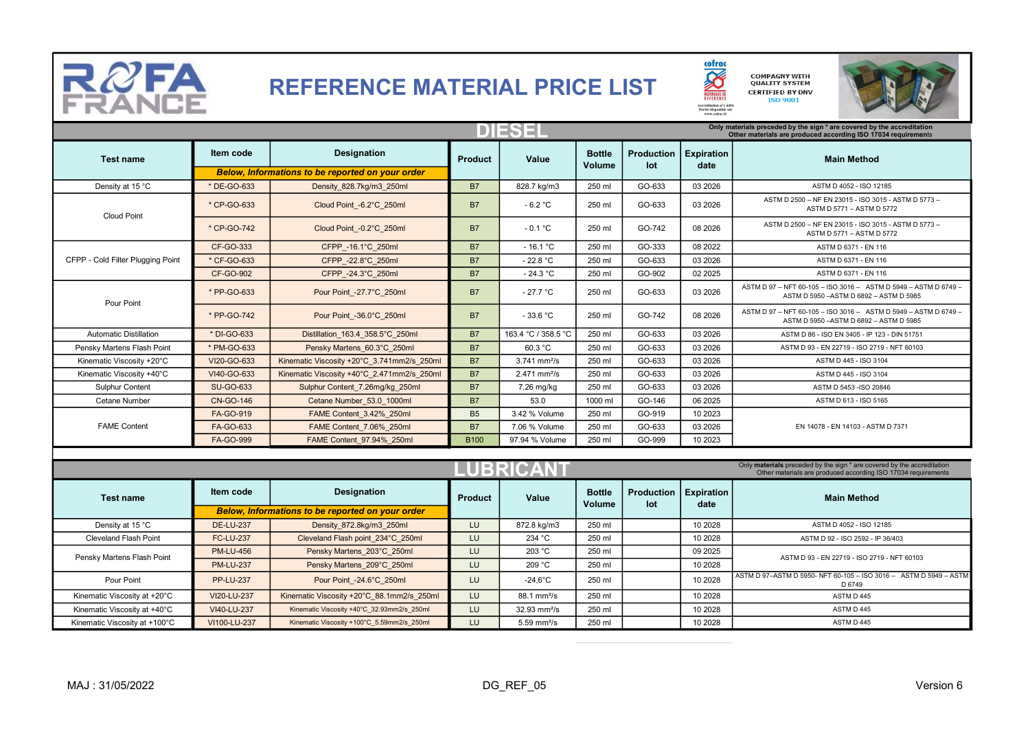# REFERENCE MATERIAL PRICE LIST

COMPAGNY WITH QUALITY SYSTEM CERTIFIED BY DNV ISO 9001

## DIESEL

Only materials preceded by the sign * are covered by the accreditation
Other materials are produced according ISO 17034 requirements

| Test name | Item code | Designation | Product | Value | Bottle Volume | Production lot | Expiration date | Main Method |
|---|---|---|---|---|---|---|---|---|
| | *Below, Informations to be reported on your order* | | | | | | | |
| Density at 15 °C | * DE-GO-633 | Density_828.7kg/m3_250ml | B7 | 828.7 kg/m3 | 250 ml | GO-633 | 03 2026 | ASTM D 4052 - ISO 12185 |
| Cloud Point | * CP-GO-633 | Cloud Point_-6.2°C_250ml | B7 | - 6.2 °C | 250 ml | GO-633 | 03 2026 | ASTM D 2500 – NF EN 23015 - ISO 3015 - ASTM D 5773 – ASTM D 5771 – ASTM D 5772 |
| | * CP-GO-742 | Cloud Point_-0.2°C_250ml | B7 | - 0.1 °C | 250 ml | GO-742 | 08 2026 | ASTM D 2500 – NF EN 23015 - ISO 3015 - ASTM D 5773 – ASTM D 5771 – ASTM D 5772 |
| CFPP - Cold Filter Plugging Point | CF-GO-333 | CFPP_-16.1°C_250ml | B7 | - 16.1 °C | 250 ml | GO-333 | 08 2022 | ASTM D 6371 - EN 116 |
| | * CF-GO-633 | CFPP_-22.8°C_250ml | B7 | - 22.8 °C | 250 ml | GO-633 | 03 2026 | ASTM D 6371 - EN 116 |
| | CF-GO-902 | CFPP_-24.3°C_250ml | B7 | - 24.3 °C | 250 ml | GO-902 | 02 2025 | ASTM D 6371 - EN 116 |
| Pour Point | * PP-GO-633 | Pour Point_-27.7°C_250ml | B7 | - 27.7 °C | 250 ml | GO-633 | 03 2026 | ASTM D 97 – NFT 60-105 – ISO 3016 – ASTM D 5949 – ASTM D 6749 – ASTM D 5950 –ASTM D 6892 – ASTM D 5985 |
| | * PP-GO-742 | Pour Point_-36.0°C_250ml | B7 | - 33.6 °C | 250 ml | GO-742 | 08 2026 | ASTM D 97 – NFT 60-105 – ISO 3016 – ASTM D 5949 – ASTM D 6749 – ASTM D 5950 –ASTM D 6892 – ASTM D 5985 |
| Automatic Distillation | * DI-GO-633 | Distillation_163.4_358.5°C_250ml | B7 | 163.4 °C / 358.5 °C | 250 ml | GO-633 | 03 2026 | ASTM D 86 - ISO EN 3405 - IP 123 - DIN 51751 |
| Pensky Martens Flash Point | * PM-GO-633 | Pensky Martens_60.3°C_250ml | B7 | 60.3 °C | 250 ml | GO-633 | 03 2026 | ASTM D 93 - EN 22719 - ISO 2719 - NFT 60103 |
| Kinematic Viscosity +20°C | VI20-GO-633 | Kinematic Viscosity +20°C_3.741mm2/s_250ml | B7 | 3.741 mm²/s | 250 ml | GO-633 | 03 2026 | ASTM D 445 - ISO 3104 |
| Kinematic Viscosity +40°C | VI40-GO-633 | Kinematic Viscosity +40°C_2.471mm2/s_250ml | B7 | 2.471 mm²/s | 250 ml | GO-633 | 03 2026 | ASTM D 445 - ISO 3104 |
| Sulphur Content | SU-GO-633 | Sulphur Content_7.26mg/kg_250ml | B7 | 7.26 mg/kg | 250 ml | GO-633 | 03 2026 | ASTM D 5453 -ISO 20846 |
| Cetane Number | CN-GO-146 | Cetane Number_53.0_1000ml | B7 | 53.0 | 1000 ml | GO-146 | 06 2025 | ASTM D 613 - ISO 5165 |
| FAME Content | FA-GO-919 | FAME Content_3.42%_250ml | B5 | 3.42 % Volume | 250 ml | GO-919 | 10 2023 | EN 14078 - EN 14103 - ASTM D 7371 |
| | FA-GO-633 | FAME Content_7.06%_250ml | B7 | 7.06 % Volume | 250 ml | GO-633 | 03 2026 | |
| | FA-GO-999 | FAME Content_97.94%_250ml | B100 | 97.94 % Volume | 250 ml | GO-999 | 10 2023 | |

## LUBRICANT

Only **materials** preceded by the sign * are covered by the accreditation
Other materials are produced according ISO 17034 requirements

| Test name | Item code | Designation | Product | Value | Bottle Volume | Production lot | Expiration date | Main Method |
|---|---|---|---|---|---|---|---|---|
| | *Below, Informations to be reported on your order* | | | | | | | |
| Density at 15 °C | DE-LU-237 | Density_872.8kg/m3_250ml | LU | 872.8 kg/m3 | 250 ml | | 10 2028 | ASTM D 4052 - ISO 12185 |
| Cleveland Flash Point | FC-LU-237 | Cleveland Flash point_234°C_250ml | LU | 234 °C | 250 ml | | 10 2028 | ASTM D 92 - ISO 2592 - IP 36/403 |
| Pensky Martens Flash Point | PM-LU-456 | Pensky Martens_203°C_250ml | LU | 203 °C | 250 ml | | 09 2025 | ASTM D 93 - EN 22719 - ISO 2719 - NFT 60103 |
| | PM-LU-237 | Pensky Martens_209°C_250ml | LU | 209 °C | 250 ml | | 10 2028 | |
| Pour Point | PP-LU-237 | Pour Point_-24.6°C_250ml | LU | -24,6°C | 250 ml | | 10 2028 | ASTM D 97–ASTM D 5950- NFT 60-105 – ISO 3016 – ASTM D 5949 – ASTM D 6749 |
| Kinematic Viscosity at +20°C | VI20-LU-237 | Kinematic Viscosity +20°C_88.1mm2/s_250ml | LU | 88.1 mm²/s | 250 ml | | 10 2028 | ASTM D 445 |
| Kinematic Viscosity at +40°C | VI40-LU-237 | Kinematic Viscosity +40°C_32.93mm2/s_250ml | LU | 32.93 mm²/s | 250 ml | | 10 2028 | ASTM D 445 |
| Kinematic Viscosity at +100°C | VI100-LU-237 | Kinematic Viscosity +100°C_5.59mm2/s_250ml | LU | 5.59 mm²/s | 250 ml | | 10 2028 | ASTM D 445 |

MAJ : 31/05/2022 — DG_REF_05 — Version 6